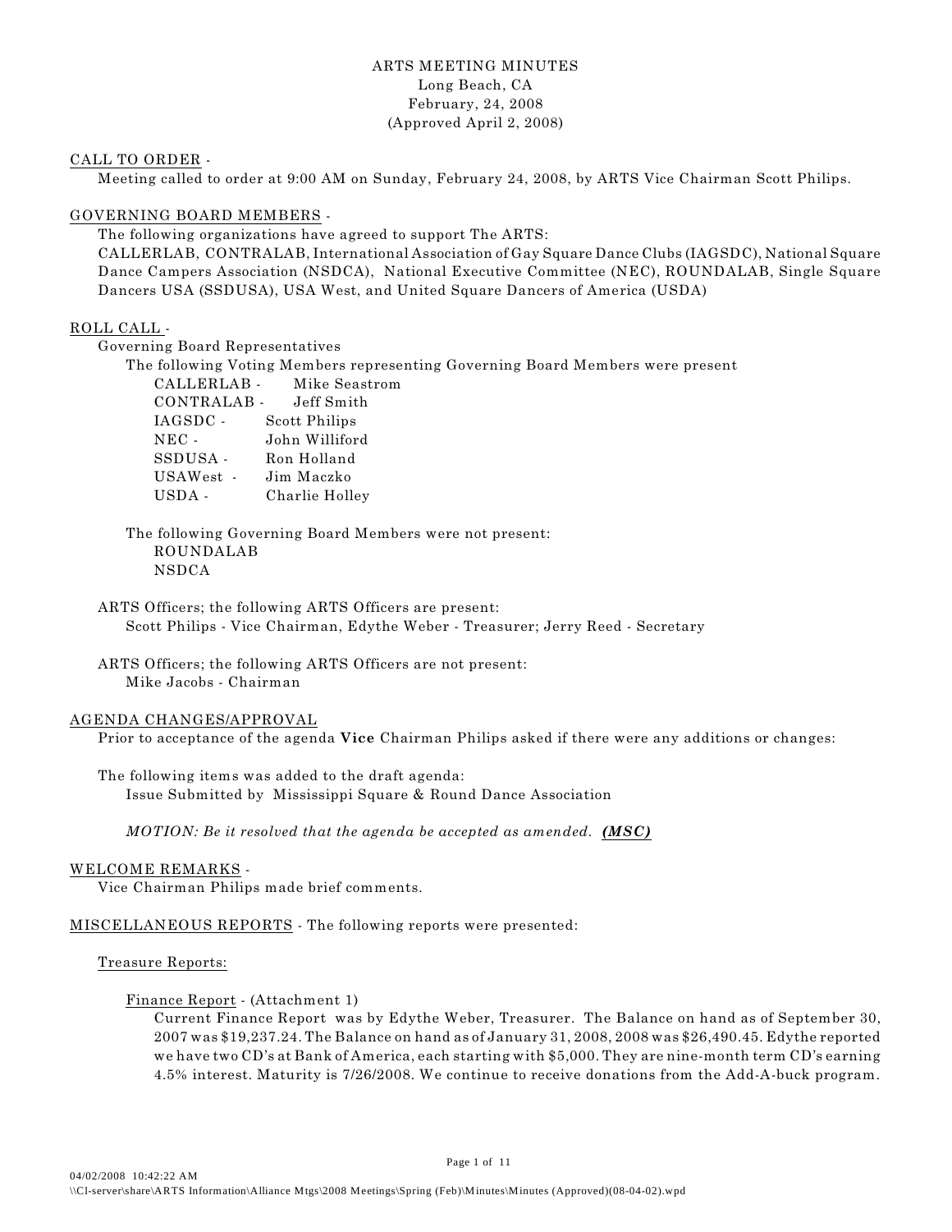# ARTS MEETING MINUTES

Long Beach, CA
February, 24, 2008
(Approved April 2, 2008)

## CALL TO ORDER -

Meeting called to order at 9:00 AM on Sunday, February 24, 2008, by ARTS Vice Chairman Scott Philips.

## GOVERNING BOARD MEMBERS -

The following organizations have agreed to support The ARTS:
CALLERLAB, CONTRALAB, International Association of Gay Square Dance Clubs (IAGSDC), National Square Dance Campers Association (NSDCA), National Executive Committee (NEC), ROUNDALAB, Single Square Dancers USA (SSDUSA), USA West, and United Square Dancers of America (USDA)

## ROLL CALL -

Governing Board Representatives

The following Voting Members representing Governing Board Members were present

- CALLERLAB - Mike Seastrom
- CONTRALAB - Jeff Smith
- IAGSDC - Scott Philips
- NEC - John Williford
- SSDUSA - Ron Holland
- USAWest - Jim Maczko
- USDA - Charlie Holley

The following Governing Board Members were not present:

- ROUNDALAB
- NSDCA

ARTS Officers; the following ARTS Officers are present:
Scott Philips - Vice Chairman, Edythe Weber - Treasurer; Jerry Reed - Secretary

ARTS Officers; the following ARTS Officers are not present:
Mike Jacobs - Chairman

## AGENDA CHANGES/APPROVAL

Prior to acceptance of the agenda **Vice** Chairman Philips asked if there were any additions or changes:

The following items was added to the draft agenda:
Issue Submitted by Mississippi Square & Round Dance Association

*MOTION: Be it resolved that the agenda be accepted as amended.* ***(MSC)***

## WELCOME REMARKS -

Vice Chairman Philips made brief comments.

## MISCELLANEOUS REPORTS - The following reports were presented:

### Treasure Reports:

#### Finance Report - (Attachment 1)

Current Finance Report was by Edythe Weber, Treasurer. The Balance on hand as of September 30, 2007 was $19,237.24. The Balance on hand as of January 31, 2008, 2008 was $26,490.45. Edythe reported we have two CD's at Bank of America, each starting with $5,000. They are nine-month term CD's earning 4.5% interest. Maturity is 7/26/2008. We continue to receive donations from the Add-A-buck program.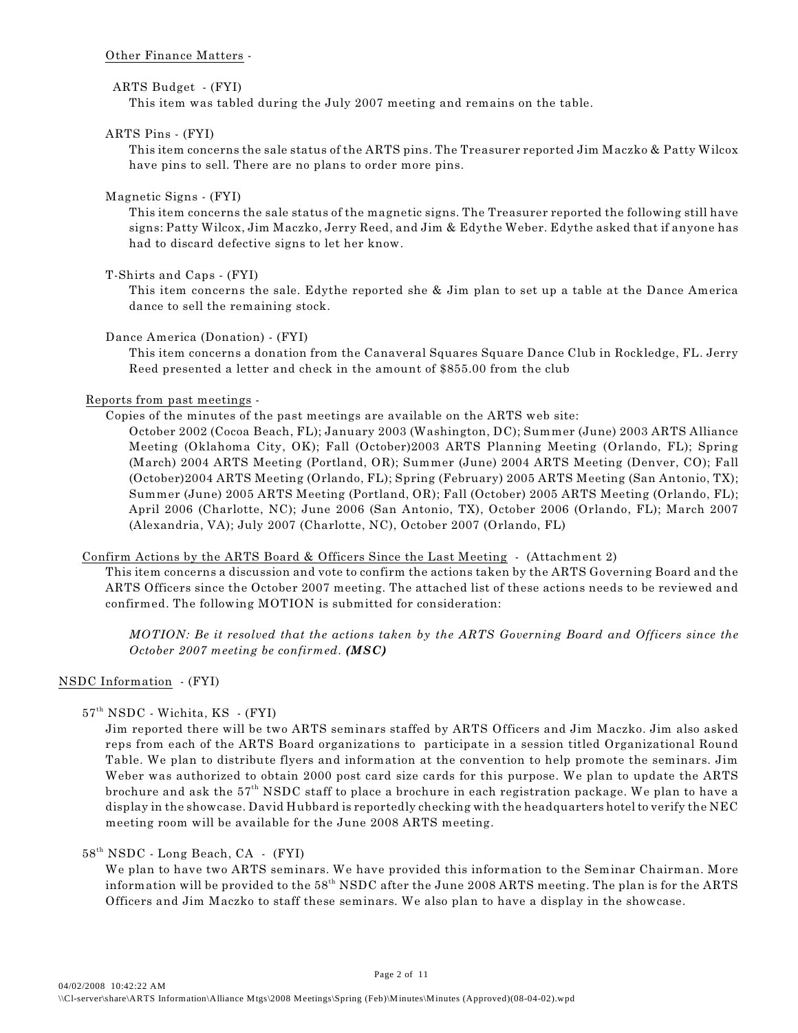Other Finance Matters -

ARTS Budget - (FYI)

This item was tabled during the July 2007 meeting and remains on the table.

ARTS Pins - (FYI)

This item concerns the sale status of the ARTS pins. The Treasurer reported Jim Maczko & Patty Wilcox have pins to sell. There are no plans to order more pins.

Magnetic Signs - (FYI)

This item concerns the sale status of the magnetic signs. The Treasurer reported the following still have signs: Patty Wilcox, Jim Maczko, Jerry Reed, and Jim & Edythe Weber. Edythe asked that if anyone has had to discard defective signs to let her know.

T-Shirts and Caps - (FYI)

This item concerns the sale. Edythe reported she & Jim plan to set up a table at the Dance America dance to sell the remaining stock.

Dance America (Donation) - (FYI)

This item concerns a donation from the Canaveral Squares Square Dance Club in Rockledge, FL. Jerry Reed presented a letter and check in the amount of $855.00 from the club

Reports from past meetings -

Copies of the minutes of the past meetings are available on the ARTS web site:

October 2002 (Cocoa Beach, FL); January 2003 (Washington, DC); Summer (June) 2003 ARTS Alliance Meeting (Oklahoma City, OK); Fall (October)2003 ARTS Planning Meeting (Orlando, FL); Spring (March) 2004 ARTS Meeting (Portland, OR); Summer (June) 2004 ARTS Meeting (Denver, CO); Fall (October)2004 ARTS Meeting (Orlando, FL); Spring (February) 2005 ARTS Meeting (San Antonio, TX); Summer (June) 2005 ARTS Meeting (Portland, OR); Fall (October) 2005 ARTS Meeting (Orlando, FL); April 2006 (Charlotte, NC); June 2006 (San Antonio, TX), October 2006 (Orlando, FL); March 2007 (Alexandria, VA); July 2007 (Charlotte, NC), October 2007 (Orlando, FL)

Confirm Actions by the ARTS Board & Officers Since the Last Meeting - (Attachment 2)

This item concerns a discussion and vote to confirm the actions taken by the ARTS Governing Board and the ARTS Officers since the October 2007 meeting. The attached list of these actions needs to be reviewed and confirmed. The following MOTION is submitted for consideration:

*MOTION: Be it resolved that the actions taken by the ARTS Governing Board and Officers since the October 2007 meeting be confirmed.* ***(MSC)***

NSDC Information - (FYI)

57th NSDC - Wichita, KS - (FYI)

Jim reported there will be two ARTS seminars staffed by ARTS Officers and Jim Maczko. Jim also asked reps from each of the ARTS Board organizations to participate in a session titled Organizational Round Table. We plan to distribute flyers and information at the convention to help promote the seminars. Jim Weber was authorized to obtain 2000 post card size cards for this purpose. We plan to update the ARTS brochure and ask the 57th NSDC staff to place a brochure in each registration package. We plan to have a display in the showcase. David Hubbard is reportedly checking with the headquarters hotel to verify the NEC meeting room will be available for the June 2008 ARTS meeting.

58th NSDC - Long Beach, CA - (FYI)

We plan to have two ARTS seminars. We have provided this information to the Seminar Chairman. More information will be provided to the 58th NSDC after the June 2008 ARTS meeting. The plan is for the ARTS Officers and Jim Maczko to staff these seminars. We also plan to have a display in the showcase.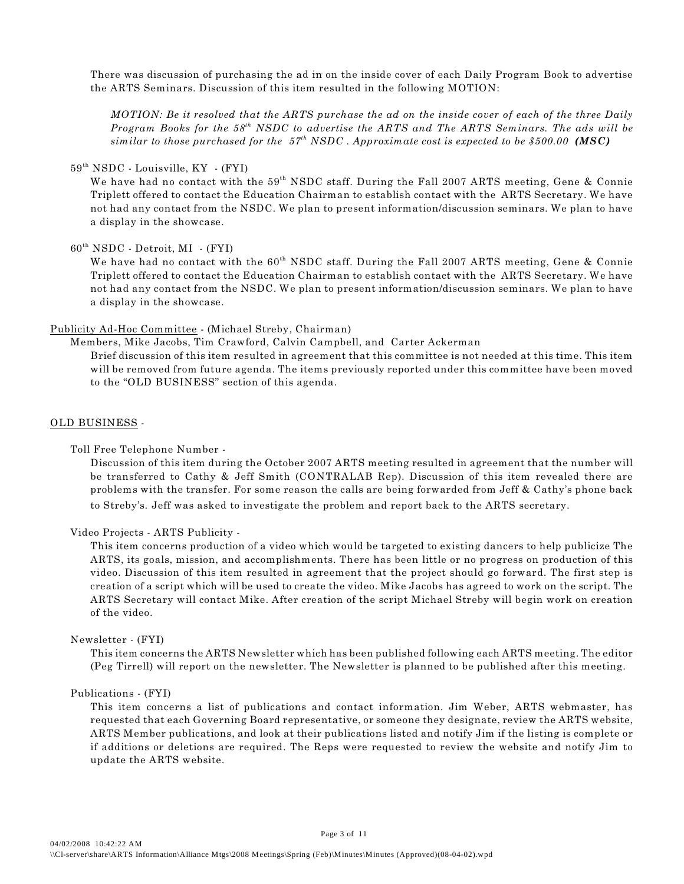There was discussion of purchasing the ad ~~in~~ on the inside cover of each Daily Program Book to advertise the ARTS Seminars. Discussion of this item resulted in the following MOTION:

> *MOTION: Be it resolved that the ARTS purchase the ad on the inside cover of each of the three Daily Program Books for the 58th NSDC to advertise the ARTS and The ARTS Seminars. The ads will be similar to those purchased for the 57th NSDC . Approximate cost is expected to be $500.00* ***(MSC)***

59th NSDC - Louisville, KY - (FYI)

We have had no contact with the 59th NSDC staff. During the Fall 2007 ARTS meeting, Gene & Connie Triplett offered to contact the Education Chairman to establish contact with the ARTS Secretary. We have not had any contact from the NSDC. We plan to present information/discussion seminars. We plan to have a display in the showcase.

60th NSDC - Detroit, MI - (FYI)

We have had no contact with the 60th NSDC staff. During the Fall 2007 ARTS meeting, Gene & Connie Triplett offered to contact the Education Chairman to establish contact with the ARTS Secretary. We have not had any contact from the NSDC. We plan to present information/discussion seminars. We plan to have a display in the showcase.

Publicity Ad-Hoc Committee - (Michael Streby, Chairman)

Members, Mike Jacobs, Tim Crawford, Calvin Campbell, and Carter Ackerman

Brief discussion of this item resulted in agreement that this committee is not needed at this time. This item will be removed from future agenda. The items previously reported under this committee have been moved to the "OLD BUSINESS" section of this agenda.

## OLD BUSINESS -

Toll Free Telephone Number -

Discussion of this item during the October 2007 ARTS meeting resulted in agreement that the number will be transferred to Cathy & Jeff Smith (CONTRALAB Rep). Discussion of this item revealed there are problems with the transfer. For some reason the calls are being forwarded from Jeff & Cathy's phone back to Streby's. Jeff was asked to investigate the problem and report back to the ARTS secretary.

Video Projects - ARTS Publicity -

This item concerns production of a video which would be targeted to existing dancers to help publicize The ARTS, its goals, mission, and accomplishments. There has been little or no progress on production of this video. Discussion of this item resulted in agreement that the project should go forward. The first step is creation of a script which will be used to create the video. Mike Jacobs has agreed to work on the script. The ARTS Secretary will contact Mike. After creation of the script Michael Streby will begin work on creation of the video.

Newsletter - (FYI)

This item concerns the ARTS Newsletter which has been published following each ARTS meeting. The editor (Peg Tirrell) will report on the newsletter. The Newsletter is planned to be published after this meeting.

Publications - (FYI)

This item concerns a list of publications and contact information. Jim Weber, ARTS webmaster, has requested that each Governing Board representative, or someone they designate, review the ARTS website, ARTS Member publications, and look at their publications listed and notify Jim if the listing is complete or if additions or deletions are required. The Reps were requested to review the website and notify Jim to update the ARTS website.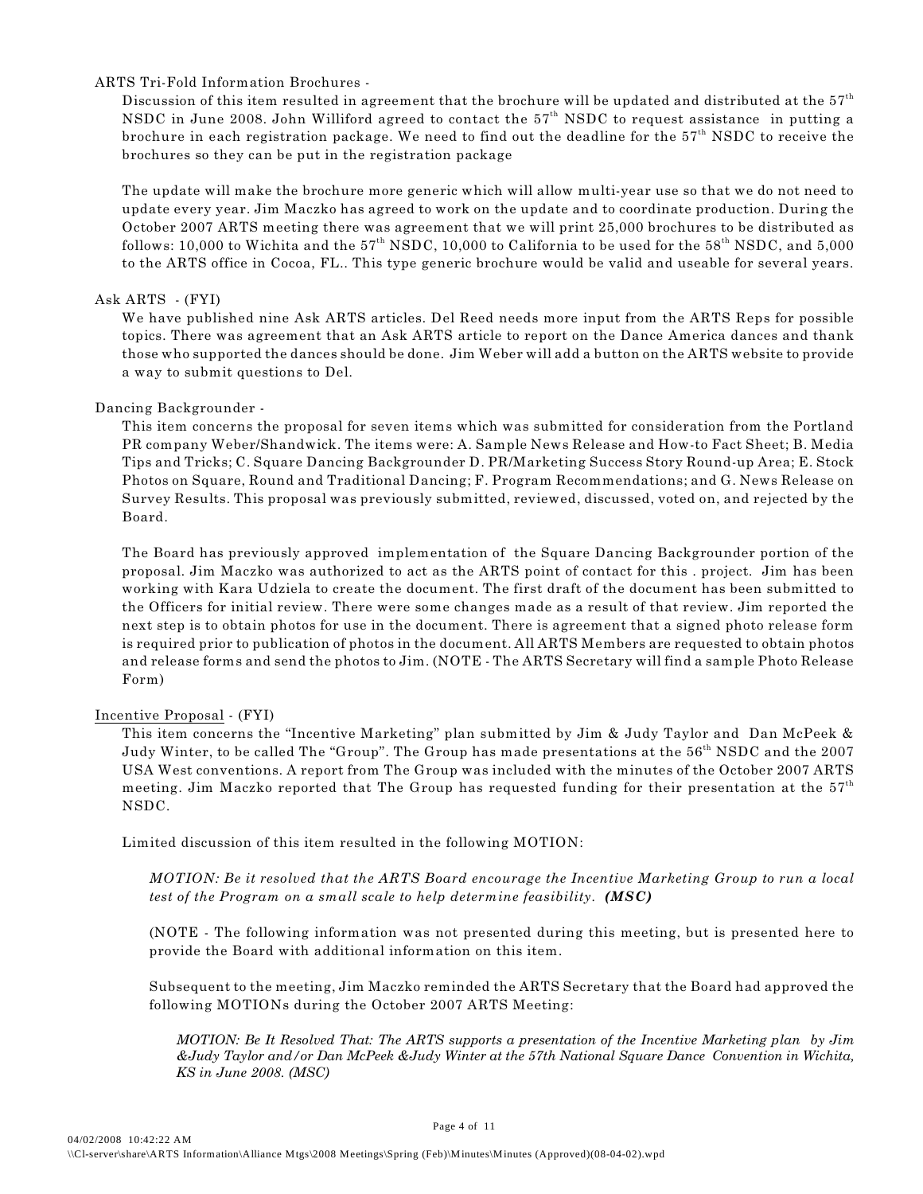ARTS Tri-Fold Information Brochures -

Discussion of this item resulted in agreement that the brochure will be updated and distributed at the 57th NSDC in June 2008. John Williford agreed to contact the 57th NSDC to request assistance in putting a brochure in each registration package. We need to find out the deadline for the 57th NSDC to receive the brochures so they can be put in the registration package

The update will make the brochure more generic which will allow multi-year use so that we do not need to update every year. Jim Maczko has agreed to work on the update and to coordinate production. During the October 2007 ARTS meeting there was agreement that we will print 25,000 brochures to be distributed as follows: 10,000 to Wichita and the 57th NSDC, 10,000 to California to be used for the 58th NSDC, and 5,000 to the ARTS office in Cocoa, FL.. This type generic brochure would be valid and useable for several years.

Ask ARTS - (FYI)

We have published nine Ask ARTS articles. Del Reed needs more input from the ARTS Reps for possible topics. There was agreement that an Ask ARTS article to report on the Dance America dances and thank those who supported the dances should be done. Jim Weber will add a button on the ARTS website to provide a way to submit questions to Del.

Dancing Backgrounder -

This item concerns the proposal for seven items which was submitted for consideration from the Portland PR company Weber/Shandwick. The items were: A. Sample News Release and How-to Fact Sheet; B. Media Tips and Tricks; C. Square Dancing Backgrounder D. PR/Marketing Success Story Round-up Area; E. Stock Photos on Square, Round and Traditional Dancing; F. Program Recommendations; and G. News Release on Survey Results. This proposal was previously submitted, reviewed, discussed, voted on, and rejected by the Board.

The Board has previously approved implementation of the Square Dancing Backgrounder portion of the proposal. Jim Maczko was authorized to act as the ARTS point of contact for this . project. Jim has been working with Kara Udziela to create the document. The first draft of the document has been submitted to the Officers for initial review. There were some changes made as a result of that review. Jim reported the next step is to obtain photos for use in the document. There is agreement that a signed photo release form is required prior to publication of photos in the document. All ARTS Members are requested to obtain photos and release forms and send the photos to Jim. (NOTE - The ARTS Secretary will find a sample Photo Release Form)

Incentive Proposal - (FYI)

This item concerns the "Incentive Marketing" plan submitted by Jim & Judy Taylor and Dan McPeek & Judy Winter, to be called The "Group". The Group has made presentations at the 56th NSDC and the 2007 USA West conventions. A report from The Group was included with the minutes of the October 2007 ARTS meeting. Jim Maczko reported that The Group has requested funding for their presentation at the 57th NSDC.

Limited discussion of this item resulted in the following MOTION:

*MOTION: Be it resolved that the ARTS Board encourage the Incentive Marketing Group to run a local test of the Program on a small scale to help determine feasibility.* ***(MSC)***

(NOTE - The following information was not presented during this meeting, but is presented here to provide the Board with additional information on this item.

Subsequent to the meeting, Jim Maczko reminded the ARTS Secretary that the Board had approved the following MOTIONs during the October 2007 ARTS Meeting:

*MOTION: Be It Resolved That: The ARTS supports a presentation of the Incentive Marketing plan by Jim &Judy Taylor and/or Dan McPeek &Judy Winter at the 57th National Square Dance Convention in Wichita, KS in June 2008. (MSC)*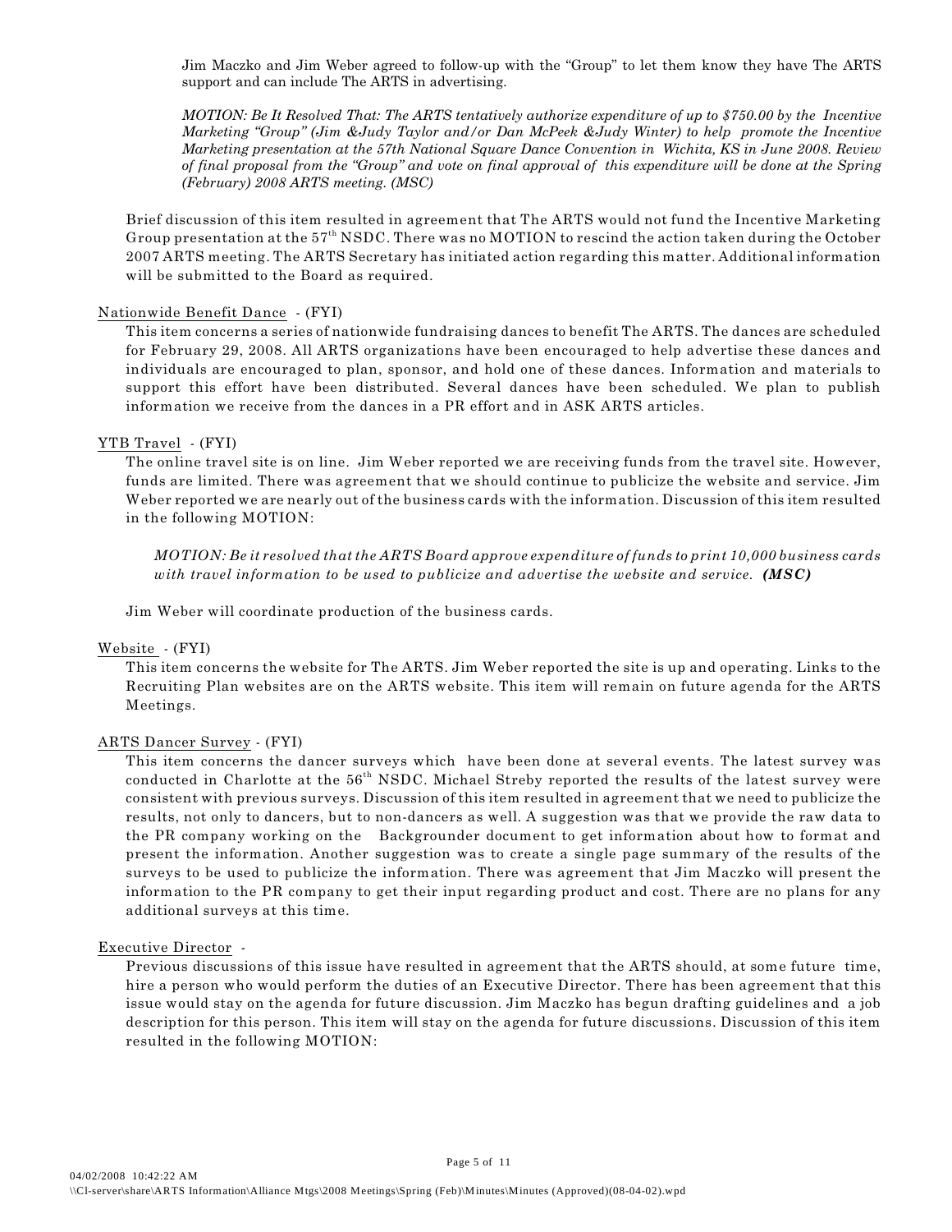Jim Maczko and Jim Weber agreed to follow-up with the "Group" to let them know they have The ARTS support and can include The ARTS in advertising.

*MOTION: Be It Resolved That: The ARTS tentatively authorize expenditure of up to $750.00 by the Incentive Marketing "Group" (Jim &Judy Taylor and/or Dan McPeek &Judy Winter) to help promote the Incentive Marketing presentation at the 57th National Square Dance Convention in Wichita, KS in June 2008. Review of final proposal from the "Group" and vote on final approval of this expenditure will be done at the Spring (February) 2008 ARTS meeting. (MSC)*

Brief discussion of this item resulted in agreement that The ARTS would not fund the Incentive Marketing Group presentation at the 57th NSDC. There was no MOTION to rescind the action taken during the October 2007 ARTS meeting. The ARTS Secretary has initiated action regarding this matter. Additional information will be submitted to the Board as required.

Nationwide Benefit Dance - (FYI)

This item concerns a series of nationwide fundraising dances to benefit The ARTS. The dances are scheduled for February 29, 2008. All ARTS organizations have been encouraged to help advertise these dances and individuals are encouraged to plan, sponsor, and hold one of these dances. Information and materials to support this effort have been distributed. Several dances have been scheduled. We plan to publish information we receive from the dances in a PR effort and in ASK ARTS articles.

YTB Travel - (FYI)

The online travel site is on line. Jim Weber reported we are receiving funds from the travel site. However, funds are limited. There was agreement that we should continue to publicize the website and service. Jim Weber reported we are nearly out of the business cards with the information. Discussion of this item resulted in the following MOTION:

*MOTION: Be it resolved that the ARTS Board approve expenditure of funds to print 10,000 business cards with travel information to be used to publicize and advertise the website and service.* ***(MSC)***

Jim Weber will coordinate production of the business cards.

Website - (FYI)

This item concerns the website for The ARTS. Jim Weber reported the site is up and operating. Links to the Recruiting Plan websites are on the ARTS website. This item will remain on future agenda for the ARTS Meetings.

ARTS Dancer Survey - (FYI)

This item concerns the dancer surveys which have been done at several events. The latest survey was conducted in Charlotte at the 56th NSDC. Michael Streby reported the results of the latest survey were consistent with previous surveys. Discussion of this item resulted in agreement that we need to publicize the results, not only to dancers, but to non-dancers as well. A suggestion was that we provide the raw data to the PR company working on the Backgrounder document to get information about how to format and present the information. Another suggestion was to create a single page summary of the results of the surveys to be used to publicize the information. There was agreement that Jim Maczko will present the information to the PR company to get their input regarding product and cost. There are no plans for any additional surveys at this time.

Executive Director -

Previous discussions of this issue have resulted in agreement that the ARTS should, at some future time, hire a person who would perform the duties of an Executive Director. There has been agreement that this issue would stay on the agenda for future discussion. Jim Maczko has begun drafting guidelines and a job description for this person. This item will stay on the agenda for future discussions. Discussion of this item resulted in the following MOTION: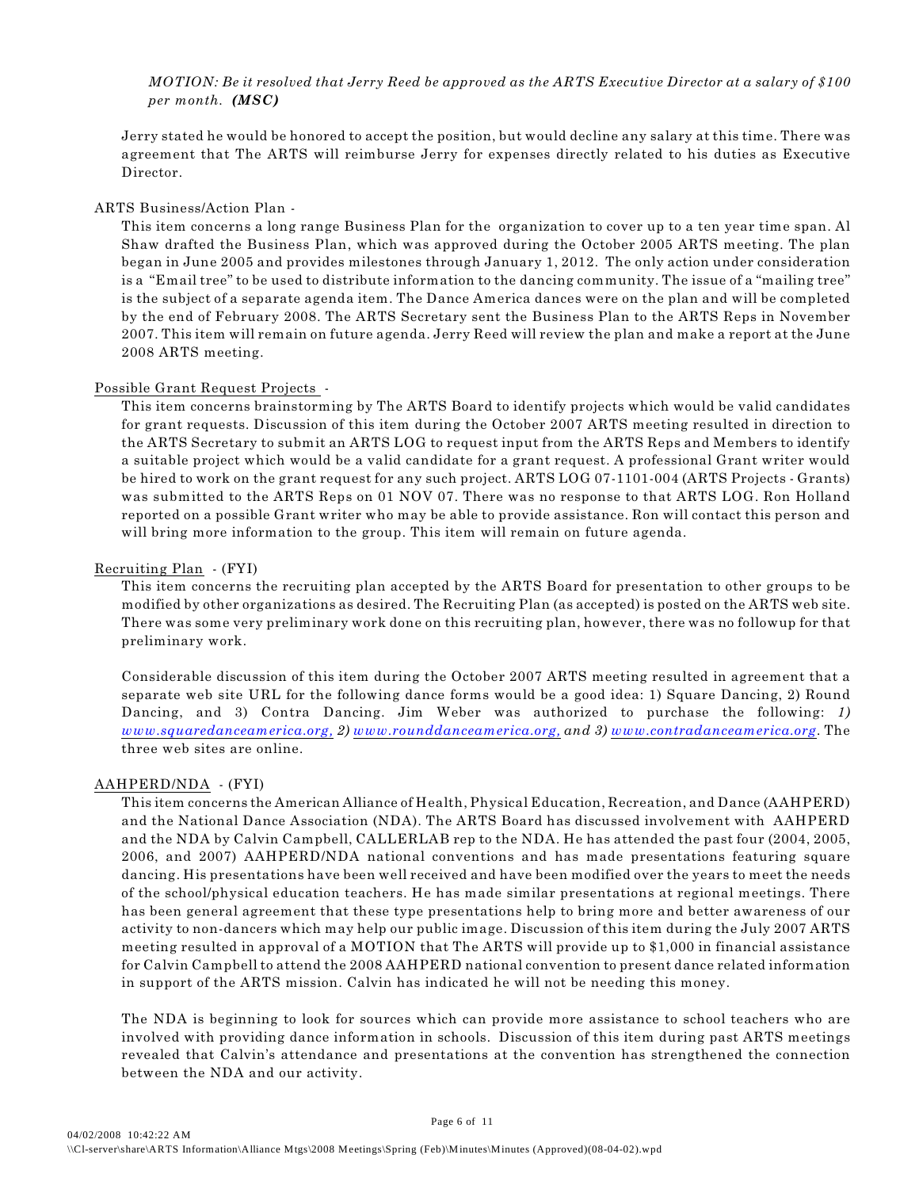*MOTION: Be it resolved that Jerry Reed be approved as the ARTS Executive Director at a salary of $100 per month.* ***(MSC)***

Jerry stated he would be honored to accept the position, but would decline any salary at this time. There was agreement that The ARTS will reimburse Jerry for expenses directly related to his duties as Executive Director.

ARTS Business/Action Plan -

This item concerns a long range Business Plan for the organization to cover up to a ten year time span. Al Shaw drafted the Business Plan, which was approved during the October 2005 ARTS meeting. The plan began in June 2005 and provides milestones through January 1, 2012. The only action under consideration is a "Email tree" to be used to distribute information to the dancing community. The issue of a "mailing tree" is the subject of a separate agenda item. The Dance America dances were on the plan and will be completed by the end of February 2008. The ARTS Secretary sent the Business Plan to the ARTS Reps in November 2007. This item will remain on future agenda. Jerry Reed will review the plan and make a report at the June 2008 ARTS meeting.

Possible Grant Request Projects -

This item concerns brainstorming by The ARTS Board to identify projects which would be valid candidates for grant requests. Discussion of this item during the October 2007 ARTS meeting resulted in direction to the ARTS Secretary to submit an ARTS LOG to request input from the ARTS Reps and Members to identify a suitable project which would be a valid candidate for a grant request. A professional Grant writer would be hired to work on the grant request for any such project. ARTS LOG 07-1101-004 (ARTS Projects - Grants) was submitted to the ARTS Reps on 01 NOV 07. There was no response to that ARTS LOG. Ron Holland reported on a possible Grant writer who may be able to provide assistance. Ron will contact this person and will bring more information to the group. This item will remain on future agenda.

Recruiting Plan - (FYI)

This item concerns the recruiting plan accepted by the ARTS Board for presentation to other groups to be modified by other organizations as desired. The Recruiting Plan (as accepted) is posted on the ARTS web site. There was some very preliminary work done on this recruiting plan, however, there was no followup for that preliminary work.

Considerable discussion of this item during the October 2007 ARTS meeting resulted in agreement that a separate web site URL for the following dance forms would be a good idea: 1) Square Dancing, 2) Round Dancing, and 3) Contra Dancing. Jim Weber was authorized to purchase the following: *1) www.squaredanceamerica.org, 2) www.rounddanceamerica.org, and 3) www.contradanceamerica.org.* The three web sites are online.

AAHPERD/NDA - (FYI)

This item concerns the American Alliance of Health, Physical Education, Recreation, and Dance (AAHPERD) and the National Dance Association (NDA). The ARTS Board has discussed involvement with AAHPERD and the NDA by Calvin Campbell, CALLERLAB rep to the NDA. He has attended the past four (2004, 2005, 2006, and 2007) AAHPERD/NDA national conventions and has made presentations featuring square dancing. His presentations have been well received and have been modified over the years to meet the needs of the school/physical education teachers. He has made similar presentations at regional meetings. There has been general agreement that these type presentations help to bring more and better awareness of our activity to non-dancers which may help our public image. Discussion of this item during the July 2007 ARTS meeting resulted in approval of a MOTION that The ARTS will provide up to $1,000 in financial assistance for Calvin Campbell to attend the 2008 AAHPERD national convention to present dance related information in support of the ARTS mission. Calvin has indicated he will not be needing this money.

The NDA is beginning to look for sources which can provide more assistance to school teachers who are involved with providing dance information in schools. Discussion of this item during past ARTS meetings revealed that Calvin's attendance and presentations at the convention has strengthened the connection between the NDA and our activity.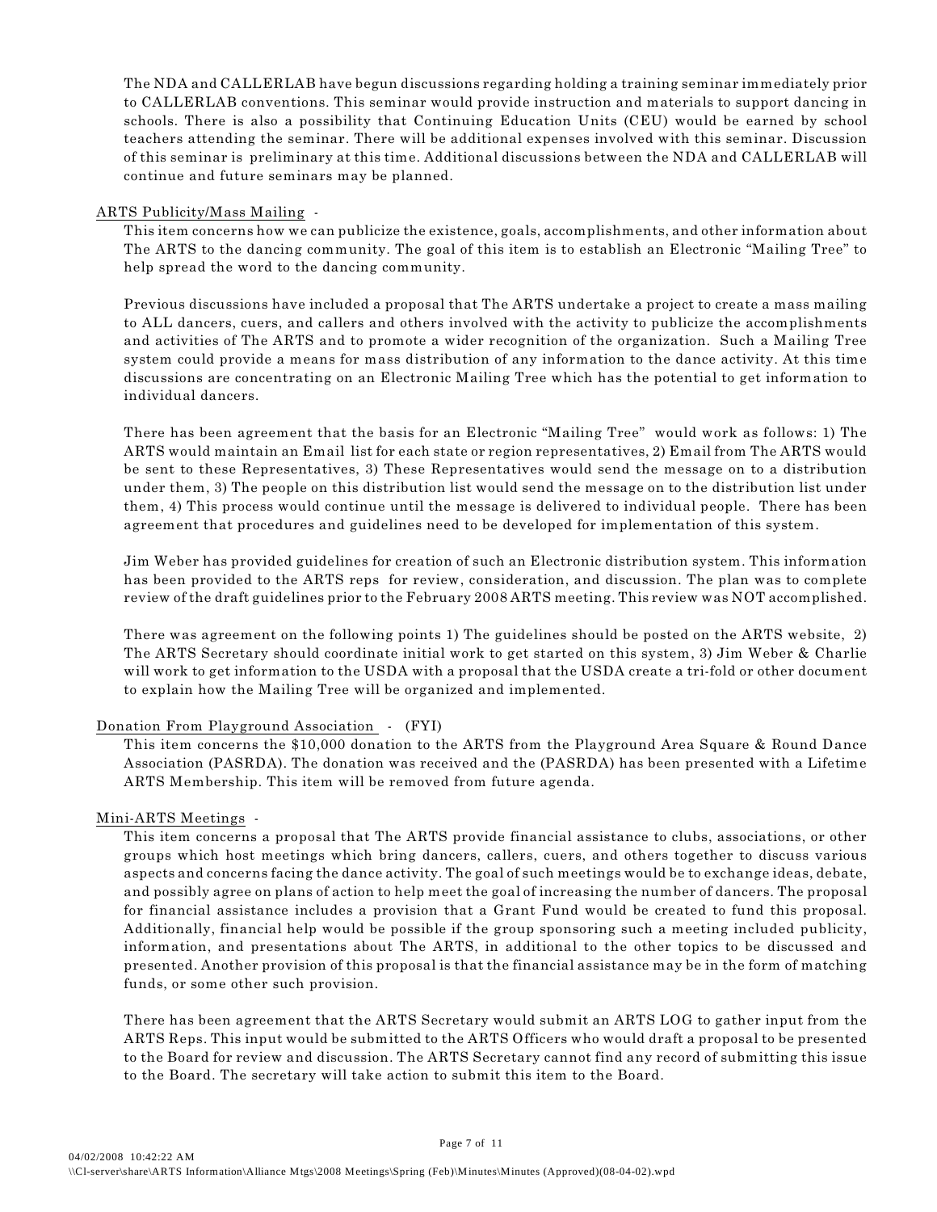The NDA and CALLERLAB have begun discussions regarding holding a training seminar immediately prior to CALLERLAB conventions. This seminar would provide instruction and materials to support dancing in schools. There is also a possibility that Continuing Education Units (CEU) would be earned by school teachers attending the seminar. There will be additional expenses involved with this seminar. Discussion of this seminar is preliminary at this time. Additional discussions between the NDA and CALLERLAB will continue and future seminars may be planned.

<u>ARTS Publicity/Mass Mailing</u> -

This item concerns how we can publicize the existence, goals, accomplishments, and other information about The ARTS to the dancing community. The goal of this item is to establish an Electronic "Mailing Tree" to help spread the word to the dancing community.

Previous discussions have included a proposal that The ARTS undertake a project to create a mass mailing to ALL dancers, cuers, and callers and others involved with the activity to publicize the accomplishments and activities of The ARTS and to promote a wider recognition of the organization. Such a Mailing Tree system could provide a means for mass distribution of any information to the dance activity. At this time discussions are concentrating on an Electronic Mailing Tree which has the potential to get information to individual dancers.

There has been agreement that the basis for an Electronic "Mailing Tree" would work as follows: 1) The ARTS would maintain an Email list for each state or region representatives, 2) Email from The ARTS would be sent to these Representatives, 3) These Representatives would send the message on to a distribution under them, 3) The people on this distribution list would send the message on to the distribution list under them, 4) This process would continue until the message is delivered to individual people. There has been agreement that procedures and guidelines need to be developed for implementation of this system.

Jim Weber has provided guidelines for creation of such an Electronic distribution system. This information has been provided to the ARTS reps for review, consideration, and discussion. The plan was to complete review of the draft guidelines prior to the February 2008 ARTS meeting. This review was NOT accomplished.

There was agreement on the following points 1) The guidelines should be posted on the ARTS website, 2) The ARTS Secretary should coordinate initial work to get started on this system, 3) Jim Weber & Charlie will work to get information to the USDA with a proposal that the USDA create a tri-fold or other document to explain how the Mailing Tree will be organized and implemented.

<u>Donation From Playground Association</u> - (FYI)

This item concerns the $10,000 donation to the ARTS from the Playground Area Square & Round Dance Association (PASRDA). The donation was received and the (PASRDA) has been presented with a Lifetime ARTS Membership. This item will be removed from future agenda.

<u>Mini-ARTS Meetings</u> -

This item concerns a proposal that The ARTS provide financial assistance to clubs, associations, or other groups which host meetings which bring dancers, callers, cuers, and others together to discuss various aspects and concerns facing the dance activity. The goal of such meetings would be to exchange ideas, debate, and possibly agree on plans of action to help meet the goal of increasing the number of dancers. The proposal for financial assistance includes a provision that a Grant Fund would be created to fund this proposal. Additionally, financial help would be possible if the group sponsoring such a meeting included publicity, information, and presentations about The ARTS, in additional to the other topics to be discussed and presented. Another provision of this proposal is that the financial assistance may be in the form of matching funds, or some other such provision.

There has been agreement that the ARTS Secretary would submit an ARTS LOG to gather input from the ARTS Reps. This input would be submitted to the ARTS Officers who would draft a proposal to be presented to the Board for review and discussion. The ARTS Secretary cannot find any record of submitting this issue to the Board. The secretary will take action to submit this item to the Board.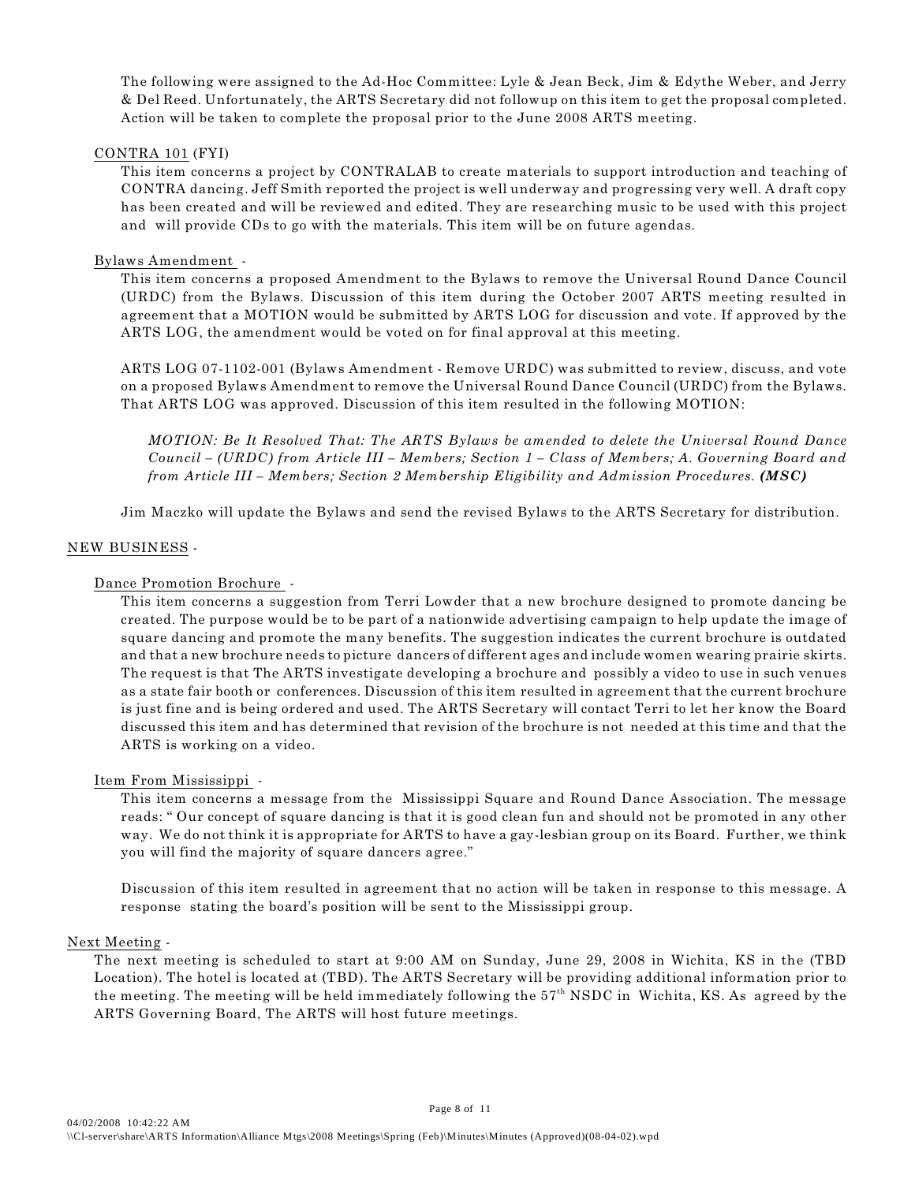The following were assigned to the Ad-Hoc Committee: Lyle & Jean Beck, Jim & Edythe Weber, and Jerry & Del Reed. Unfortunately, the ARTS Secretary did not followup on this item to get the proposal completed. Action will be taken to complete the proposal prior to the June 2008 ARTS meeting.

CONTRA 101 (FYI)

This item concerns a project by CONTRALAB to create materials to support introduction and teaching of CONTRA dancing. Jeff Smith reported the project is well underway and progressing very well. A draft copy has been created and will be reviewed and edited. They are researching music to be used with this project and will provide CDs to go with the materials. This item will be on future agendas.

Bylaws Amendment -

This item concerns a proposed Amendment to the Bylaws to remove the Universal Round Dance Council (URDC) from the Bylaws. Discussion of this item during the October 2007 ARTS meeting resulted in agreement that a MOTION would be submitted by ARTS LOG for discussion and vote. If approved by the ARTS LOG, the amendment would be voted on for final approval at this meeting.

ARTS LOG 07-1102-001 (Bylaws Amendment - Remove URDC) was submitted to review, discuss, and vote on a proposed Bylaws Amendment to remove the Universal Round Dance Council (URDC) from the Bylaws. That ARTS LOG was approved. Discussion of this item resulted in the following MOTION:

*MOTION: Be It Resolved That: The ARTS Bylaws be amended to delete the Universal Round Dance Council – (URDC) from Article III – Members; Section 1 – Class of Members; A. Governing Board and from Article III – Members; Section 2 Membership Eligibility and Admission Procedures.* ***(MSC)***

Jim Maczko will update the Bylaws and send the revised Bylaws to the ARTS Secretary for distribution.

NEW BUSINESS -

Dance Promotion Brochure -

This item concerns a suggestion from Terri Lowder that a new brochure designed to promote dancing be created. The purpose would be to be part of a nationwide advertising campaign to help update the image of square dancing and promote the many benefits. The suggestion indicates the current brochure is outdated and that a new brochure needs to picture dancers of different ages and include women wearing prairie skirts. The request is that The ARTS investigate developing a brochure and possibly a video to use in such venues as a state fair booth or conferences. Discussion of this item resulted in agreement that the current brochure is just fine and is being ordered and used. The ARTS Secretary will contact Terri to let her know the Board discussed this item and has determined that revision of the brochure is not needed at this time and that the ARTS is working on a video.

Item From Mississippi -

This item concerns a message from the Mississippi Square and Round Dance Association. The message reads: " Our concept of square dancing is that it is good clean fun and should not be promoted in any other way. We do not think it is appropriate for ARTS to have a gay-lesbian group on its Board. Further, we think you will find the majority of square dancers agree."

Discussion of this item resulted in agreement that no action will be taken in response to this message. A response stating the board's position will be sent to the Mississippi group.

Next Meeting -

The next meeting is scheduled to start at 9:00 AM on Sunday, June 29, 2008 in Wichita, KS in the (TBD Location). The hotel is located at (TBD). The ARTS Secretary will be providing additional information prior to the meeting. The meeting will be held immediately following the 57th NSDC in Wichita, KS. As agreed by the ARTS Governing Board, The ARTS will host future meetings.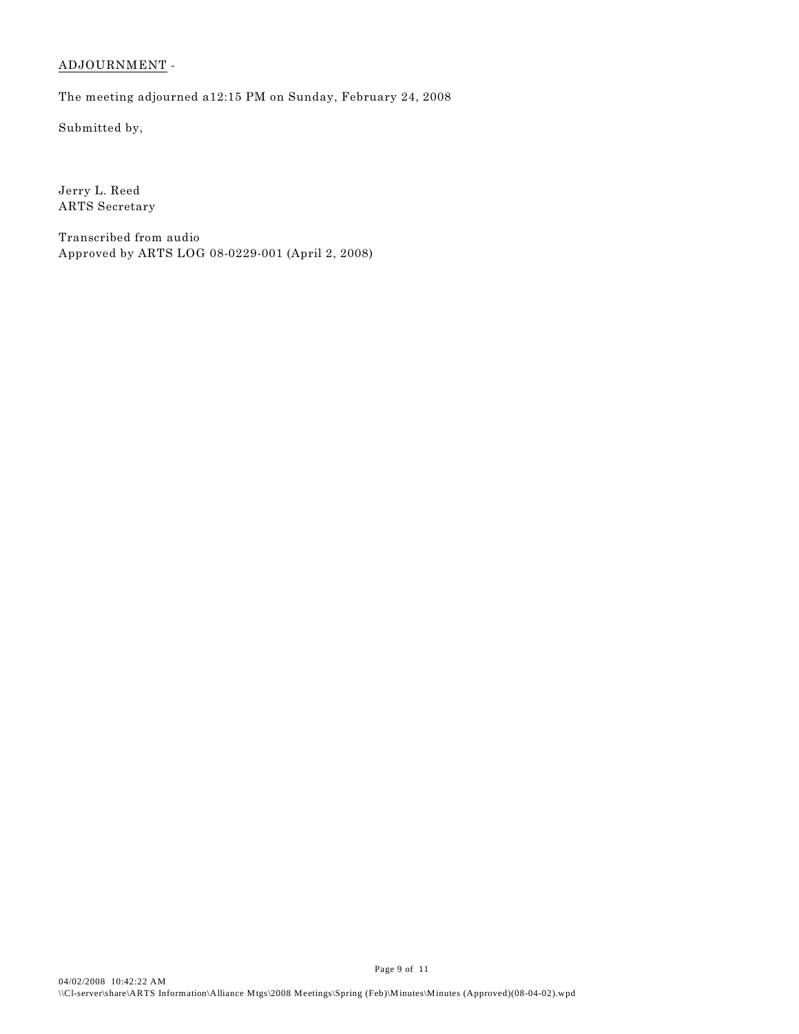ADJOURNMENT -

The meeting adjourned a12:15 PM on Sunday, February 24, 2008

Submitted by,

Jerry L. Reed
ARTS Secretary

Transcribed from audio
Approved by ARTS LOG 08-0229-001 (April 2, 2008)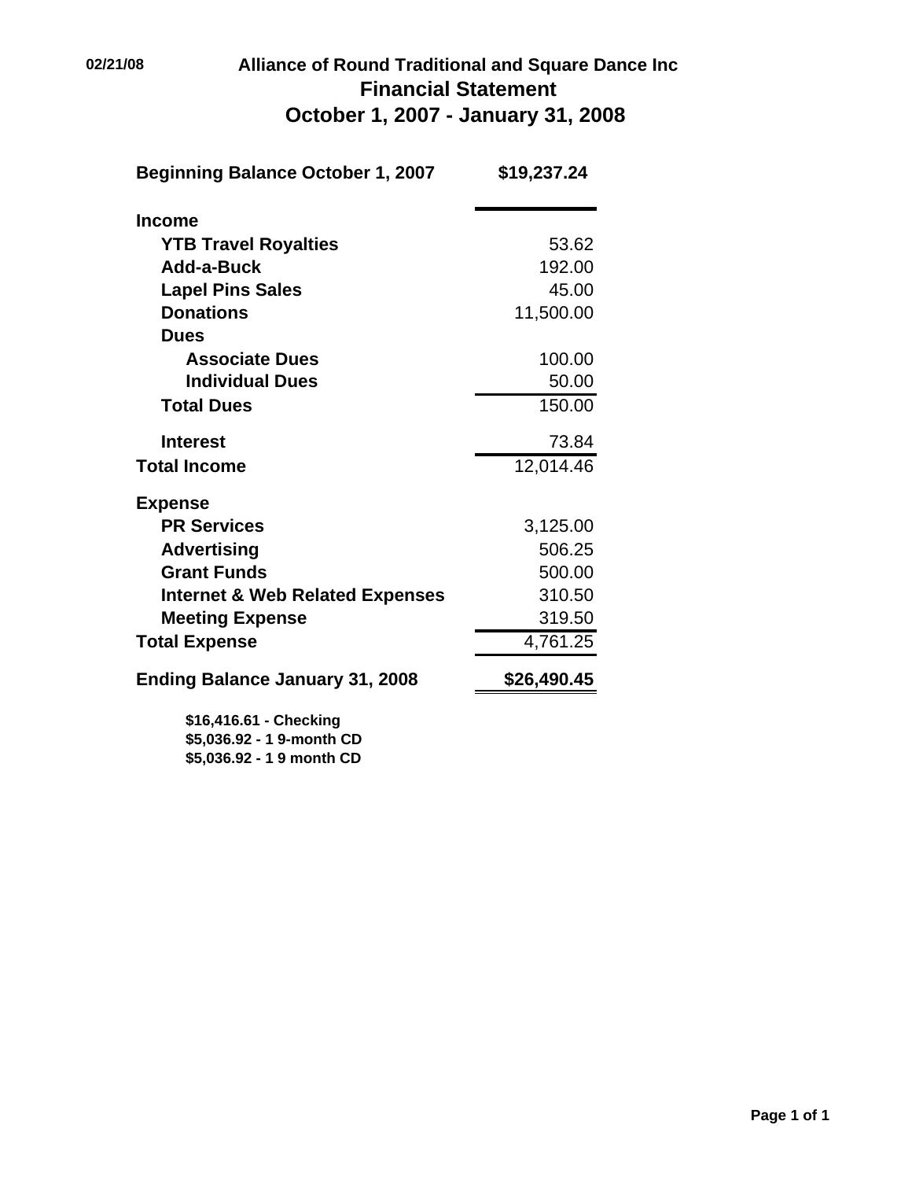02/21/08

# Alliance of Round Traditional and Square Dance Inc
## Financial Statement
## October 1, 2007 - January 31, 2008

| | |
|---|---:|
| **Beginning Balance October 1, 2007** | **$19,237.24** |
| **Income** | |
| **YTB Travel Royalties** | 53.62 |
| **Add-a-Buck** | 192.00 |
| **Lapel Pins Sales** | 45.00 |
| **Donations** | 11,500.00 |
| **Dues** | |
| **Associate Dues** | 100.00 |
| **Individual Dues** | 50.00 |
| **Total Dues** | 150.00 |
| **Interest** | 73.84 |
| **Total Income** | 12,014.46 |
| **Expense** | |
| **PR Services** | 3,125.00 |
| **Advertising** | 506.25 |
| **Grant Funds** | 500.00 |
| **Internet & Web Related Expenses** | 310.50 |
| **Meeting Expense** | 319.50 |
| **Total Expense** | 4,761.25 |
| **Ending Balance January 31, 2008** | **$26,490.45** |

**$16,416.61 - Checking**
**$5,036.92 - 1 9-month CD**
**$5,036.92 - 1 9 month CD**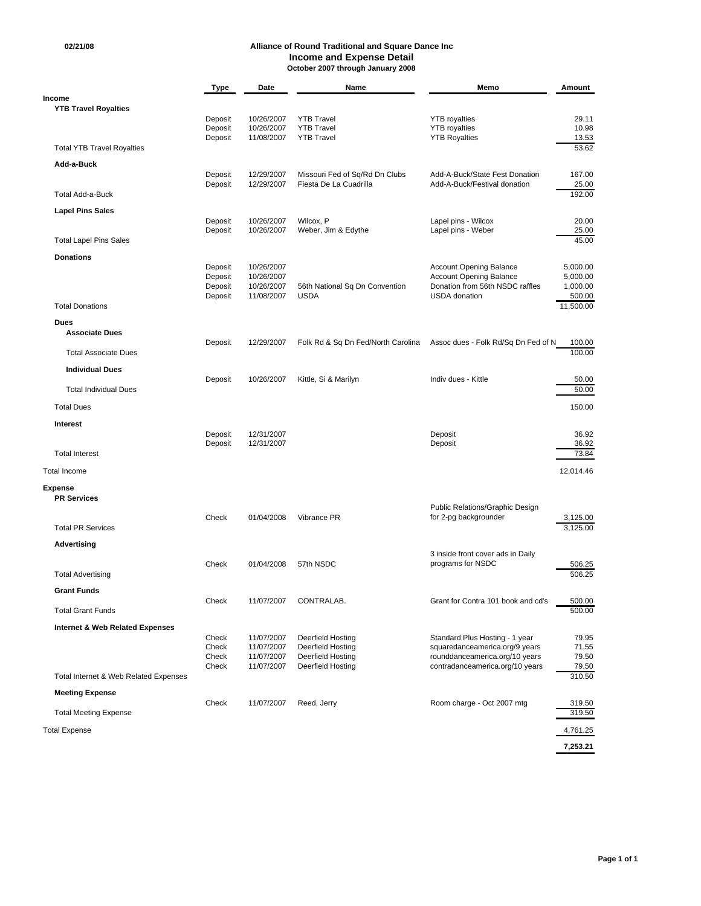02/21/08

# Alliance of Round Traditional and Square Dance Inc
## Income and Expense Detail
### October 2007 through January 2008

| | Type | Date | Name | Memo | Amount |
|---|---|---|---|---|---|
| **Income** | | | | | |
| **YTB Travel Royalties** | | | | | |
| | Deposit | 10/26/2007 | YTB Travel | YTB royalties | 29.11 |
| | Deposit | 10/26/2007 | YTB Travel | YTB royalties | 10.98 |
| | Deposit | 11/08/2007 | YTB Travel | YTB Royalties | 13.53 |
| Total YTB Travel Royalties | | | | | 53.62 |
| **Add-a-Buck** | | | | | |
| | Deposit | 12/29/2007 | Missouri Fed of Sq/Rd Dn Clubs | Add-A-Buck/State Fest Donation | 167.00 |
| | Deposit | 12/29/2007 | Fiesta De La Cuadrilla | Add-A-Buck/Festival donation | 25.00 |
| Total Add-a-Buck | | | | | 192.00 |
| **Lapel Pins Sales** | | | | | |
| | Deposit | 10/26/2007 | Wilcox, P | Lapel pins - Wilcox | 20.00 |
| | Deposit | 10/26/2007 | Weber, Jim & Edythe | Lapel pins - Weber | 25.00 |
| Total Lapel Pins Sales | | | | | 45.00 |
| **Donations** | | | | | |
| | Deposit | 10/26/2007 | | Account Opening Balance | 5,000.00 |
| | Deposit | 10/26/2007 | | Account Opening Balance | 5,000.00 |
| | Deposit | 10/26/2007 | 56th National Sq Dn Convention | Donation from 56th NSDC raffles | 1,000.00 |
| | Deposit | 11/08/2007 | USDA | USDA donation | 500.00 |
| Total Donations | | | | | 11,500.00 |
| **Dues** | | | | | |
| **Associate Dues** | | | | | |
| | Deposit | 12/29/2007 | Folk Rd & Sq Dn Fed/North Carolina | Assoc dues - Folk Rd/Sq Dn Fed of N | 100.00 |
| Total Associate Dues | | | | | 100.00 |
| **Individual Dues** | | | | | |
| | Deposit | 10/26/2007 | Kittle, Si & Marilyn | Indiv dues - Kittle | 50.00 |
| Total Individual Dues | | | | | 50.00 |
| Total Dues | | | | | 150.00 |
| **Interest** | | | | | |
| | Deposit | 12/31/2007 | | Deposit | 36.92 |
| | Deposit | 12/31/2007 | | Deposit | 36.92 |
| Total Interest | | | | | 73.84 |
| Total Income | | | | | 12,014.46 |
| **Expense** | | | | | |
| **PR Services** | | | | | |
| | Check | 01/04/2008 | Vibrance PR | Public Relations/Graphic Design for 2-pg backgrounder | 3,125.00 |
| Total PR Services | | | | | 3,125.00 |
| **Advertising** | | | | | |
| | Check | 01/04/2008 | 57th NSDC | 3 inside front cover ads in Daily programs for NSDC | 506.25 |
| Total Advertising | | | | | 506.25 |
| **Grant Funds** | | | | | |
| | Check | 11/07/2007 | CONTRALAB. | Grant for Contra 101 book and cd's | 500.00 |
| Total Grant Funds | | | | | 500.00 |
| **Internet & Web Related Expenses** | | | | | |
| | Check | 11/07/2007 | Deerfield Hosting | Standard Plus Hosting - 1 year | 79.95 |
| | Check | 11/07/2007 | Deerfield Hosting | squaredanceamerica.org/9 years | 71.55 |
| | Check | 11/07/2007 | Deerfield Hosting | rounddanceamerica.org/10 years | 79.50 |
| | Check | 11/07/2007 | Deerfield Hosting | contradanceamerica.org/10 years | 79.50 |
| Total Internet & Web Related Expenses | | | | | 310.50 |
| **Meeting Expense** | | | | | |
| | Check | 11/07/2007 | Reed, Jerry | Room charge - Oct 2007 mtg | 319.50 |
| Total Meeting Expense | | | | | 319.50 |
| Total Expense | | | | | 4,761.25 |
| | | | | | **7,253.21** |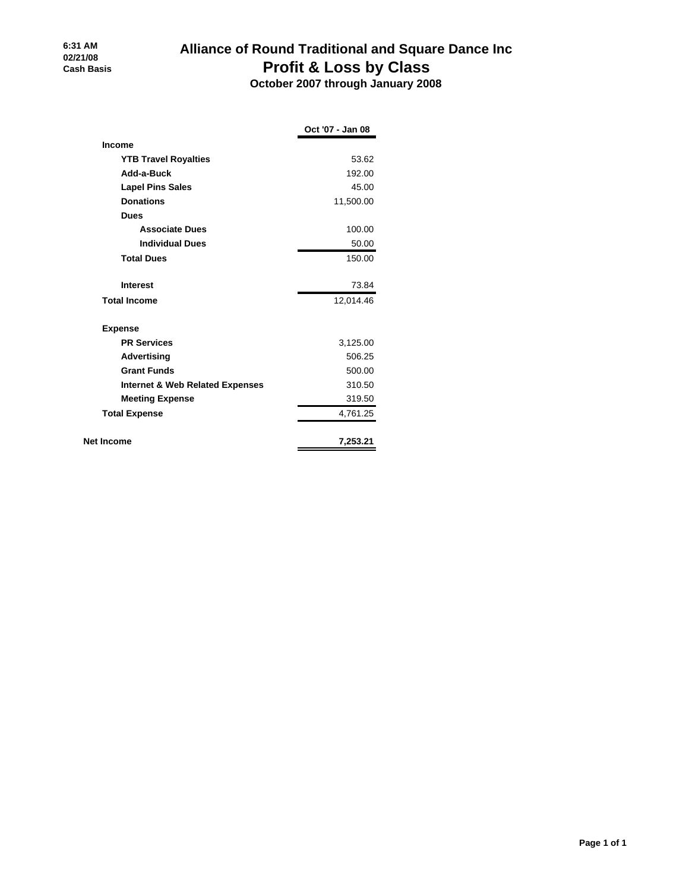6:31 AM
02/21/08
Cash Basis

# Alliance of Round Traditional and Square Dance Inc
## Profit & Loss by Class
### October 2007 through January 2008

| | Oct '07 - Jan 08 |
|---|---|
| **Income** | |
| **YTB Travel Royalties** | 53.62 |
| **Add-a-Buck** | 192.00 |
| **Lapel Pins Sales** | 45.00 |
| **Donations** | 11,500.00 |
| **Dues** | |
| **Associate Dues** | 100.00 |
| **Individual Dues** | 50.00 |
| **Total Dues** | 150.00 |
| **Interest** | 73.84 |
| **Total Income** | 12,014.46 |
| **Expense** | |
| **PR Services** | 3,125.00 |
| **Advertising** | 506.25 |
| **Grant Funds** | 500.00 |
| **Internet & Web Related Expenses** | 310.50 |
| **Meeting Expense** | 319.50 |
| **Total Expense** | 4,761.25 |
| **Net Income** | **7,253.21** |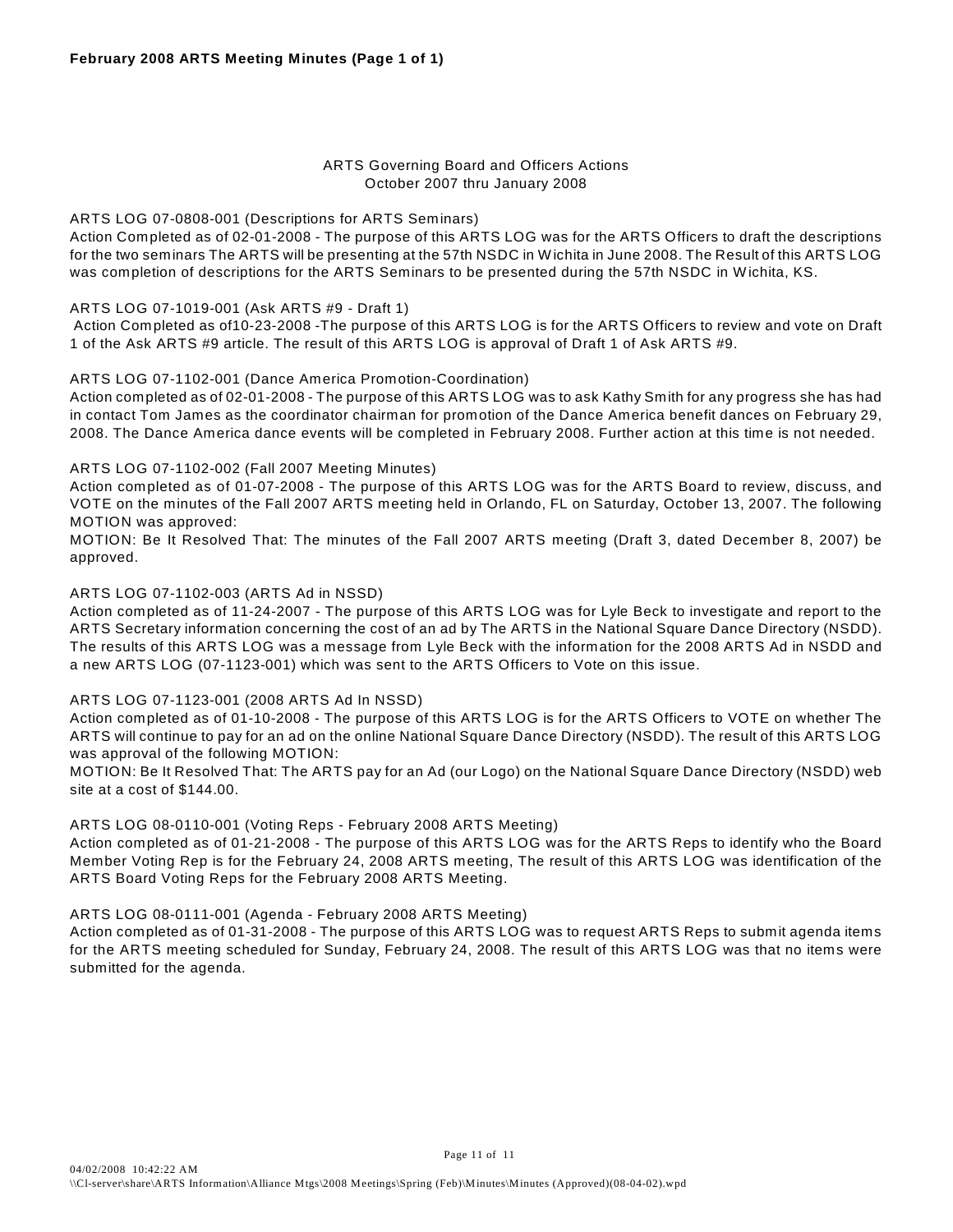ARTS Governing Board and Officers Actions
October 2007 thru January 2008

ARTS LOG 07-0808-001 (Descriptions for ARTS Seminars)
Action Completed as of 02-01-2008 - The purpose of this ARTS LOG was for the ARTS Officers to draft the descriptions for the two seminars The ARTS will be presenting at the 57th NSDC in Wichita in June 2008. The Result of this ARTS LOG was completion of descriptions for the ARTS Seminars to be presented during the 57th NSDC in Wichita, KS.

ARTS LOG 07-1019-001 (Ask ARTS #9 - Draft 1)
Action Completed as of10-23-2008 -The purpose of this ARTS LOG is for the ARTS Officers to review and vote on Draft 1 of the Ask ARTS #9 article. The result of this ARTS LOG is approval of Draft 1 of Ask ARTS #9.

ARTS LOG 07-1102-001 (Dance America Promotion-Coordination)
Action completed as of 02-01-2008 - The purpose of this ARTS LOG was to ask Kathy Smith for any progress she has had in contact Tom James as the coordinator chairman for promotion of the Dance America benefit dances on February 29, 2008. The Dance America dance events will be completed in February 2008. Further action at this time is not needed.

ARTS LOG 07-1102-002 (Fall 2007 Meeting Minutes)
Action completed as of 01-07-2008 - The purpose of this ARTS LOG was for the ARTS Board to review, discuss, and VOTE on the minutes of the Fall 2007 ARTS meeting held in Orlando, FL on Saturday, October 13, 2007. The following MOTION was approved:
MOTION: Be It Resolved That: The minutes of the Fall 2007 ARTS meeting (Draft 3, dated December 8, 2007) be approved.

ARTS LOG 07-1102-003 (ARTS Ad in NSSD)
Action completed as of 11-24-2007 - The purpose of this ARTS LOG was for Lyle Beck to investigate and report to the ARTS Secretary information concerning the cost of an ad by The ARTS in the National Square Dance Directory (NSDD). The results of this ARTS LOG was a message from Lyle Beck with the information for the 2008 ARTS Ad in NSDD and a new ARTS LOG (07-1123-001) which was sent to the ARTS Officers to Vote on this issue.

ARTS LOG 07-1123-001 (2008 ARTS Ad In NSSD)
Action completed as of 12-01-2007 - The purpose of this ARTS LOG is for the ARTS Officers to VOTE on whether The ARTS will continue to pay for an ad on the online National Square Dance Directory (NSDD). The result of this ARTS LOG was approval of the following MOTION:
MOTION: Be It Resolved That: The ARTS pay for an Ad (our Logo) on the National Square Dance Directory (NSDD) web site at a cost of $144.00.

ARTS LOG 08-0110-001 (Voting Reps - February 2008 ARTS Meeting)
Action completed as of 01-21-2008 - The purpose of this ARTS LOG was for the ARTS Reps to identify who the Board Member Voting Rep is for the February 24, 2008 ARTS meeting, The result of this ARTS LOG was identification of the ARTS Board Voting Reps for the February 2008 ARTS Meeting.

ARTS LOG 08-0111-001 (Agenda - February 2008 ARTS Meeting)
Action completed as of 01-31-2008 - The purpose of this ARTS LOG was to request ARTS Reps to submit agenda items for the ARTS meeting scheduled for Sunday, February 24, 2008. The result of this ARTS LOG was that no items were submitted for the agenda.